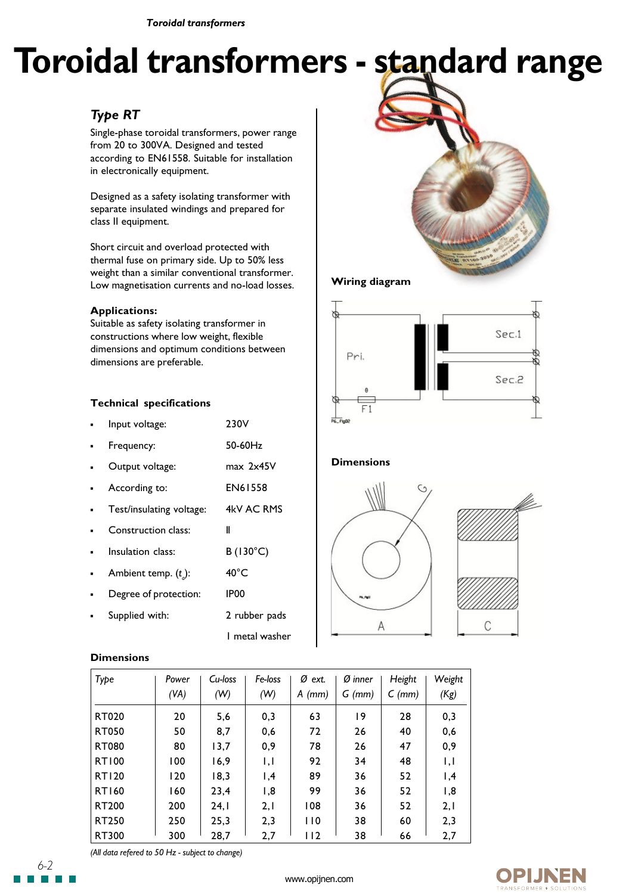# Toroidal transformers - standard range

## Type RT

Single-phase toroidal transformers, power range from 20 to 300VA. Designed and tested according to EN61558. Suitable for installation in electronically equipment.

Designed as a safety isolating transformer with separate insulated windings and prepared for class II equipment.

Short circuit and overload protected with thermal fuse on primary side. Up to 50% less weight than a similar conventional transformer. Low magnetisation currents and no-load losses.

**Applications:**
Suitable as safety isolating transformer in constructions where low weight, flexible dimensions and optimum conditions between dimensions are preferable.

### Technical specifications

- Input voltage: 230V
- Frequency: 50-60Hz
- Output voltage: max 2x45V
- According to: EN61558
- Test/insulating voltage: 4kV AC RMS
- Construction class: II
- Insulation class: B (130°C)
- Ambient temp. ($t_a$): 40°C
- Degree of protection: IP00
- Supplied with: 2 rubber pads
  1 metal washer

### Wiring diagram

Pri.

Sec.1

Sec.2

F1

### Dimensions

A

C

G

### Dimensions

| Type | Power (VA) | Cu-loss (W) | Fe-loss (W) | Ø ext. A (mm) | Ø inner G (mm) | Height C (mm) | Weight (Kg) |
|---|---|---|---|---|---|---|---|
| RT020 | 20 | 5,6 | 0,3 | 63 | 19 | 28 | 0,3 |
| RT050 | 50 | 8,7 | 0,6 | 72 | 26 | 40 | 0,6 |
| RT080 | 80 | 13,7 | 0,9 | 78 | 26 | 47 | 0,9 |
| RT100 | 100 | 16,9 | 1,1 | 92 | 34 | 48 | 1,1 |
| RT120 | 120 | 18,3 | 1,4 | 89 | 36 | 52 | 1,4 |
| RT160 | 160 | 23,4 | 1,8 | 99 | 36 | 52 | 1,8 |
| RT200 | 200 | 24,1 | 2,1 | 108 | 36 | 52 | 2,1 |
| RT250 | 250 | 25,3 | 2,3 | 110 | 38 | 60 | 2,3 |
| RT300 | 300 | 28,7 | 2,7 | 112 | 38 | 66 | 2,7 |

*(All data refered to 50 Hz - subject to change)*

www.opijnen.com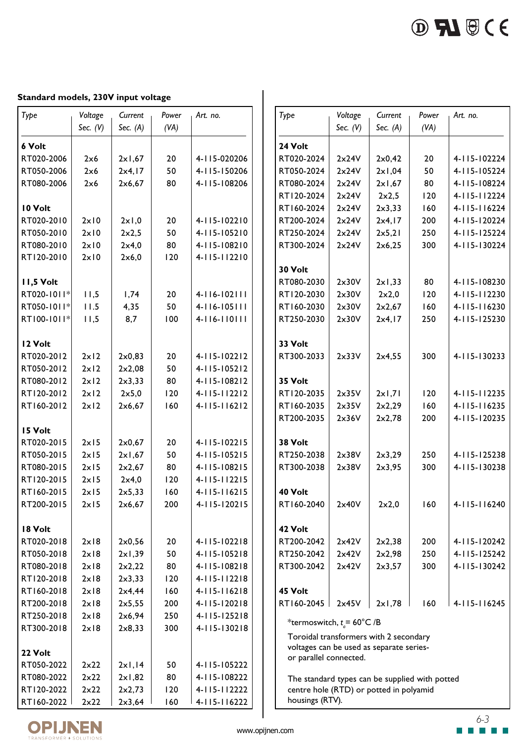## Standard models, 230V input voltage

| Type | Voltage Sec. (V) | Current Sec. (A) | Power (VA) | Art. no. |
|---|---|---|---|---|
| **6 Volt** | | | | |
| RT020-2006 | 2x6 | 2x1,67 | 20 | 4-115-020206 |
| RT050-2006 | 2x6 | 2x4,17 | 50 | 4-115-150206 |
| RT080-2006 | 2x6 | 2x6,67 | 80 | 4-115-108206 |
| **10 Volt** | | | | |
| RT020-2010 | 2x10 | 2x1,0 | 20 | 4-115-102210 |
| RT050-2010 | 2x10 | 2x2,5 | 50 | 4-115-105210 |
| RT080-2010 | 2x10 | 2x4,0 | 80 | 4-115-108210 |
| RT120-2010 | 2x10 | 2x6,0 | 120 | 4-115-112210 |
| **11,5 Volt** | | | | |
| RT020-1011* | 11,5 | 1,74 | 20 | 4-116-102111 |
| RT050-1011* | 11.5 | 4,35 | 50 | 4-116-105111 |
| RT100-1011* | 11,5 | 8,7 | 100 | 4-116-110111 |
| **12 Volt** | | | | |
| RT020-2012 | 2x12 | 2x0,83 | 20 | 4-115-102212 |
| RT050-2012 | 2x12 | 2x2,08 | 50 | 4-115-105212 |
| RT080-2012 | 2x12 | 2x3,33 | 80 | 4-115-108212 |
| RT120-2012 | 2x12 | 2x5,0 | 120 | 4-115-112212 |
| RT160-2012 | 2x12 | 2x6,67 | 160 | 4-115-116212 |
| **15 Volt** | | | | |
| RT020-2015 | 2x15 | 2x0,67 | 20 | 4-115-102215 |
| RT050-2015 | 2x15 | 2x1,67 | 50 | 4-115-105215 |
| RT080-2015 | 2x15 | 2x2,67 | 80 | 4-115-108215 |
| RT120-2015 | 2x15 | 2x4,0 | 120 | 4-115-112215 |
| RT160-2015 | 2x15 | 2x5,33 | 160 | 4-115-116215 |
| RT200-2015 | 2x15 | 2x6,67 | 200 | 4-115-120215 |
| **18 Volt** | | | | |
| RT020-2018 | 2x18 | 2x0,56 | 20 | 4-115-102218 |
| RT050-2018 | 2x18 | 2x1,39 | 50 | 4-115-105218 |
| RT080-2018 | 2x18 | 2x2,22 | 80 | 4-115-108218 |
| RT120-2018 | 2x18 | 2x3,33 | 120 | 4-115-112218 |
| RT160-2018 | 2x18 | 2x4,44 | 160 | 4-115-116218 |
| RT200-2018 | 2x18 | 2x5,55 | 200 | 4-115-120218 |
| RT250-2018 | 2x18 | 2x6,94 | 250 | 4-115-125218 |
| RT300-2018 | 2x18 | 2x8,33 | 300 | 4-115-130218 |
| **22 Volt** | | | | |
| RT050-2022 | 2x22 | 2x1,14 | 50 | 4-115-105222 |
| RT080-2022 | 2x22 | 2x1,82 | 80 | 4-115-108222 |
| RT120-2022 | 2x22 | 2x2,73 | 120 | 4-115-112222 |
| RT160-2022 | 2x22 | 2x3,64 | 160 | 4-115-116222 |

| Type | Voltage Sec. (V) | Current Sec. (A) | Power (VA) | Art. no. |
|---|---|---|---|---|
| **24 Volt** | | | | |
| RT020-2024 | 2x24V | 2x0,42 | 20 | 4-115-102224 |
| RT050-2024 | 2x24V | 2x1,04 | 50 | 4-115-105224 |
| RT080-2024 | 2x24V | 2x1,67 | 80 | 4-115-108224 |
| RT120-2024 | 2x24V | 2x2,5 | 120 | 4-115-112224 |
| RT160-2024 | 2x24V | 2x3,33 | 160 | 4-115-116224 |
| RT200-2024 | 2x24V | 2x4,17 | 200 | 4-115-120224 |
| RT250-2024 | 2x24V | 2x5,21 | 250 | 4-115-125224 |
| RT300-2024 | 2x24V | 2x6,25 | 300 | 4-115-130224 |
| **30 Volt** | | | | |
| RT080-2030 | 2x30V | 2x1,33 | 80 | 4-115-108230 |
| RT120-2030 | 2x30V | 2x2,0 | 120 | 4-115-112230 |
| RT160-2030 | 2x30V | 2x2,67 | 160 | 4-115-116230 |
| RT250-2030 | 2x30V | 2x4,17 | 250 | 4-115-125230 |
| **33 Volt** | | | | |
| RT300-2033 | 2x33V | 2x4,55 | 300 | 4-115-130233 |
| **35 Volt** | | | | |
| RT120-2035 | 2x35V | 2x1,71 | 120 | 4-115-112235 |
| RT160-2035 | 2x35V | 2x2,29 | 160 | 4-115-116235 |
| RT200-2035 | 2x36V | 2x2,78 | 200 | 4-115-120235 |
| **38 Volt** | | | | |
| RT250-2038 | 2x38V | 2x3,29 | 250 | 4-115-125238 |
| RT300-2038 | 2x38V | 2x3,95 | 300 | 4-115-130238 |
| **40 Volt** | | | | |
| RT160-2040 | 2x40V | 2x2,0 | 160 | 4-115-116240 |
| **42 Volt** | | | | |
| RT200-2042 | 2x42V | 2x2,38 | 200 | 4-115-120242 |
| RT250-2042 | 2x42V | 2x2,98 | 250 | 4-115-125242 |
| RT300-2042 | 2x42V | 2x3,57 | 300 | 4-115-130242 |
| **45 Volt** | | | | |
| RT160-2045 | 2x45V | 2x1,78 | 160 | 4-115-116245 |

*termoswitch, $t_a$ = 60°C /B

Toroidal transformers with 2 secondary voltages can be used as separate series- or parallel connected.

The standard types can be supplied with potted centre hole (RTD) or potted in polyamid housings (RTV).

www.opijnen.com